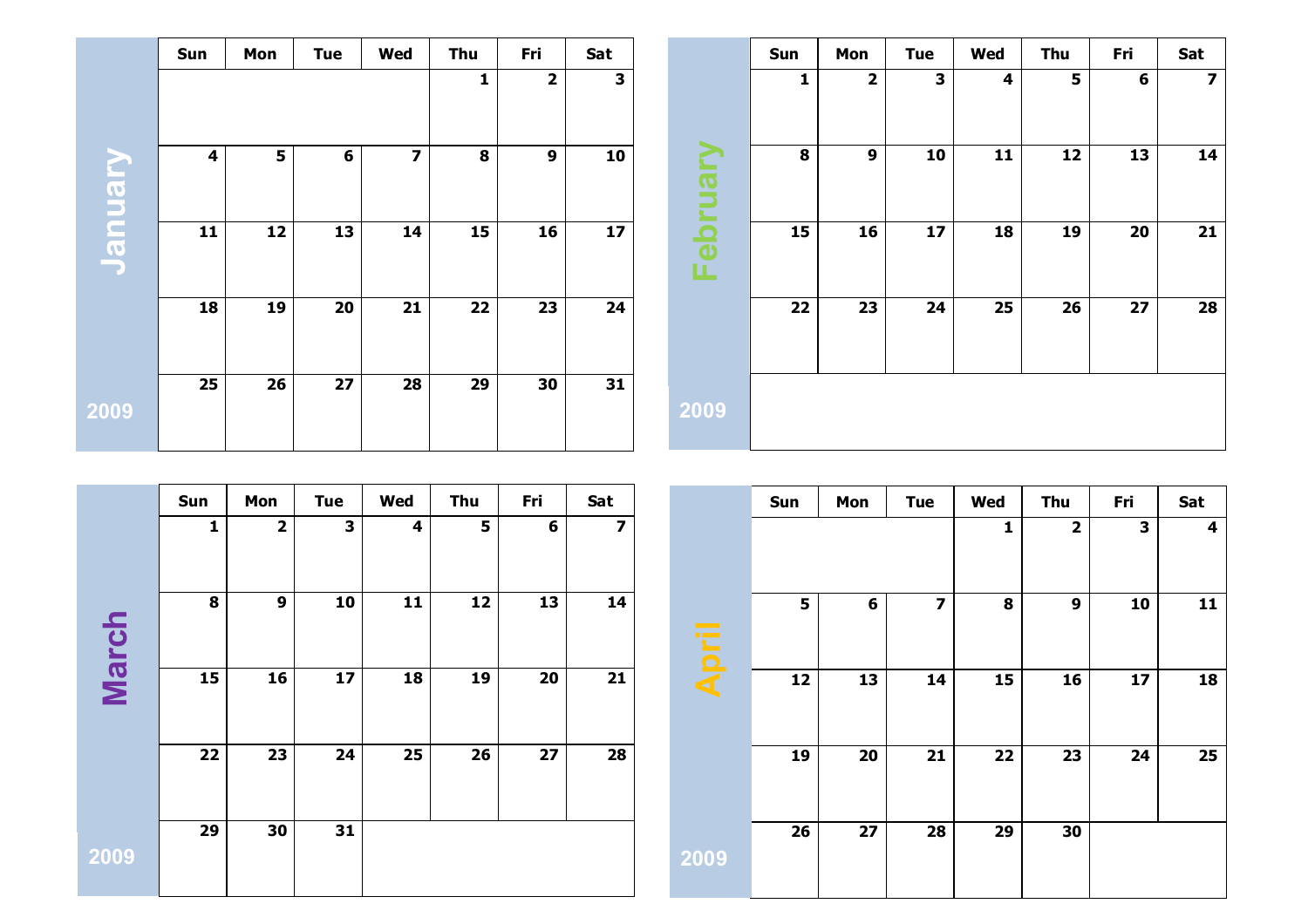## January 2009

| Sun | Mon | Tue | Wed | Thu | Fri | Sat |
|---|---|---|---|---|---|---|
| | | | | 1 | 2 | 3 |
| 4 | 5 | 6 | 7 | 8 | 9 | 10 |
| 11 | 12 | 13 | 14 | 15 | 16 | 17 |
| 18 | 19 | 20 | 21 | 22 | 23 | 24 |
| 25 | 26 | 27 | 28 | 29 | 30 | 31 |

## February 2009

| Sun | Mon | Tue | Wed | Thu | Fri | Sat |
|---|---|---|---|---|---|---|
| 1 | 2 | 3 | 4 | 5 | 6 | 7 |
| 8 | 9 | 10 | 11 | 12 | 13 | 14 |
| 15 | 16 | 17 | 18 | 19 | 20 | 21 |
| 22 | 23 | 24 | 25 | 26 | 27 | 28 |

## March 2009

| Sun | Mon | Tue | Wed | Thu | Fri | Sat |
|---|---|---|---|---|---|---|
| 1 | 2 | 3 | 4 | 5 | 6 | 7 |
| 8 | 9 | 10 | 11 | 12 | 13 | 14 |
| 15 | 16 | 17 | 18 | 19 | 20 | 21 |
| 22 | 23 | 24 | 25 | 26 | 27 | 28 |
| 29 | 30 | 31 | | | | |

## April 2009

| Sun | Mon | Tue | Wed | Thu | Fri | Sat |
|---|---|---|---|---|---|---|
| | | | 1 | 2 | 3 | 4 |
| 5 | 6 | 7 | 8 | 9 | 10 | 11 |
| 12 | 13 | 14 | 15 | 16 | 17 | 18 |
| 19 | 20 | 21 | 22 | 23 | 24 | 25 |
| 26 | 27 | 28 | 29 | 30 | | |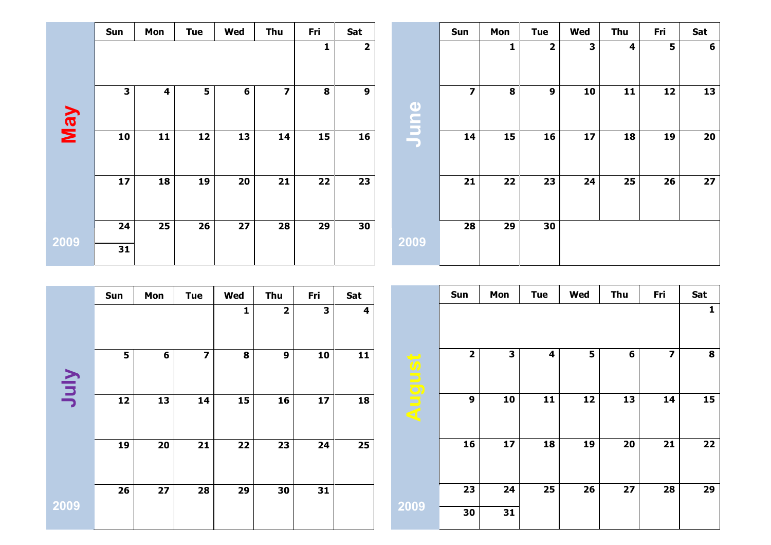## May 2009

| Sun | Mon | Tue | Wed | Thu | Fri | Sat |
|---|---|---|---|---|---|---|
| | | | | | 1 | 2 |
| 3 | 4 | 5 | 6 | 7 | 8 | 9 |
| 10 | 11 | 12 | 13 | 14 | 15 | 16 |
| 17 | 18 | 19 | 20 | 21 | 22 | 23 |
| 24/31 | 25 | 26 | 27 | 28 | 29 | 30 |

## June 2009

| Sun | Mon | Tue | Wed | Thu | Fri | Sat |
|---|---|---|---|---|---|---|
| | 1 | 2 | 3 | 4 | 5 | 6 |
| 7 | 8 | 9 | 10 | 11 | 12 | 13 |
| 14 | 15 | 16 | 17 | 18 | 19 | 20 |
| 21 | 22 | 23 | 24 | 25 | 26 | 27 |
| 28 | 29 | 30 | | | | |

## July 2009

| Sun | Mon | Tue | Wed | Thu | Fri | Sat |
|---|---|---|---|---|---|---|
| | | | 1 | 2 | 3 | 4 |
| 5 | 6 | 7 | 8 | 9 | 10 | 11 |
| 12 | 13 | 14 | 15 | 16 | 17 | 18 |
| 19 | 20 | 21 | 22 | 23 | 24 | 25 |
| 26 | 27 | 28 | 29 | 30 | 31 | |

## August 2009

| Sun | Mon | Tue | Wed | Thu | Fri | Sat |
|---|---|---|---|---|---|---|
| | | | | | | 1 |
| 2 | 3 | 4 | 5 | 6 | 7 | 8 |
| 9 | 10 | 11 | 12 | 13 | 14 | 15 |
| 16 | 17 | 18 | 19 | 20 | 21 | 22 |
| 23/30 | 24/31 | 25 | 26 | 27 | 28 | 29 |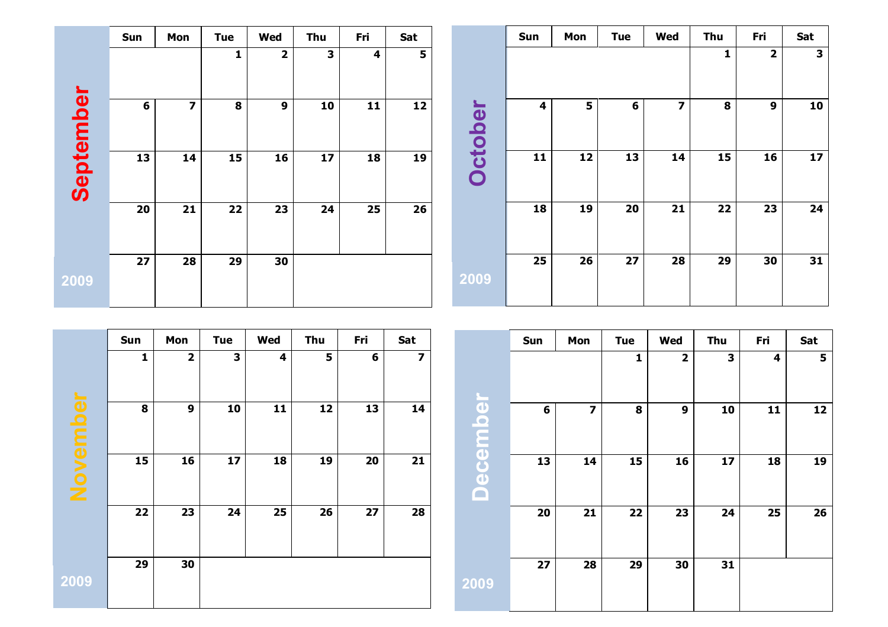## September 2009

| Sun | Mon | Tue | Wed | Thu | Fri | Sat |
|---|---|---|---|---|---|---|
| | | 1 | 2 | 3 | 4 | 5 |
| 6 | 7 | 8 | 9 | 10 | 11 | 12 |
| 13 | 14 | 15 | 16 | 17 | 18 | 19 |
| 20 | 21 | 22 | 23 | 24 | 25 | 26 |
| 27 | 28 | 29 | 30 | | | |

## October 2009

| Sun | Mon | Tue | Wed | Thu | Fri | Sat |
|---|---|---|---|---|---|---|
| | | | | 1 | 2 | 3 |
| 4 | 5 | 6 | 7 | 8 | 9 | 10 |
| 11 | 12 | 13 | 14 | 15 | 16 | 17 |
| 18 | 19 | 20 | 21 | 22 | 23 | 24 |
| 25 | 26 | 27 | 28 | 29 | 30 | 31 |

## November 2009

| Sun | Mon | Tue | Wed | Thu | Fri | Sat |
|---|---|---|---|---|---|---|
| 1 | 2 | 3 | 4 | 5 | 6 | 7 |
| 8 | 9 | 10 | 11 | 12 | 13 | 14 |
| 15 | 16 | 17 | 18 | 19 | 20 | 21 |
| 22 | 23 | 24 | 25 | 26 | 27 | 28 |
| 29 | 30 | | | | | |

## December 2009

| Sun | Mon | Tue | Wed | Thu | Fri | Sat |
|---|---|---|---|---|---|---|
| | | 1 | 2 | 3 | 4 | 5 |
| 6 | 7 | 8 | 9 | 10 | 11 | 12 |
| 13 | 14 | 15 | 16 | 17 | 18 | 19 |
| 20 | 21 | 22 | 23 | 24 | 25 | 26 |
| 27 | 28 | 29 | 30 | 31 | | |